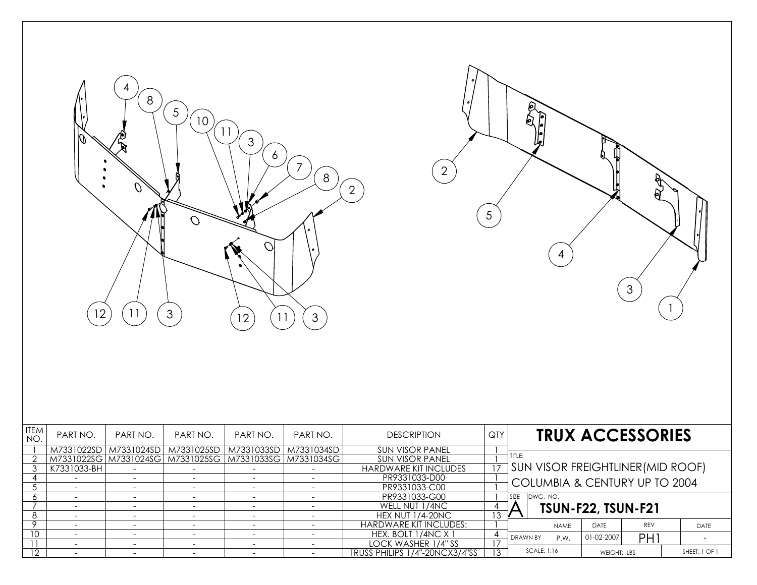| ITEM NO. | PART NO. | PART NO. | PART NO. | PART NO. | PART NO. | DESCRIPTION | QTY |
|---|---|---|---|---|---|---|---|
| 1 | M7331022SD | M7331024SD | M7331025SD | M7331033SD | M7331034SD | SUN VISOR PANEL | 1 |
| 2 | M7331022SG | M7331024SG | M7331025SG | M7331033SG | M7331034SG | SUN VISOR PANEL | 1 |
| 3 | K7331033-BH | - | - | - | - | HARDWARE KIT INCLUDES | 17 |
| 4 | - | - | - | - | - | PR9331033-D00 | 1 |
| 5 | - | - | - | - | - | PR9331033-C00 | 1 |
| 6 | - | - | - | - | - | PR9331033-G00 | 1 |
| 7 | - | - | - | - | - | WELL NUT 1/4NC | 4 |
| 8 | - | - | - | - | - | HEX NUT 1/4-20NC | 13 |
| 9 | - | - | - | - | - | HARDWARE KIT INCLUDES: | 1 |
| 10 | - | - | - | - | - | HEX. BOLT 1/4NC X 1 | 4 |
| 11 | - | - | - | - | - | LOCK WASHER 1/4" SS | 17 |
| 12 | - | - | - | - | - | TRUSS PHILIPS 1/4"-20NCX3/4"SS | 13 |

# TRUX ACCESSORIES

TITLE: SUN VISOR FREIGHTLINER(MID ROOF) COLUMBIA & CENTURY UP TO 2004

SIZE: A

DWG. NO. **TSUN-F22, TSUN-F21**

| | NAME | DATE | REV | DATE |
|---|---|---|---|---|
| DRAWN BY | P.W. | 01-02-2007 | PH1 | - |
| SCALE: 1:16 | | WEIGHT: LBS | | SHEET: 1 OF 1 |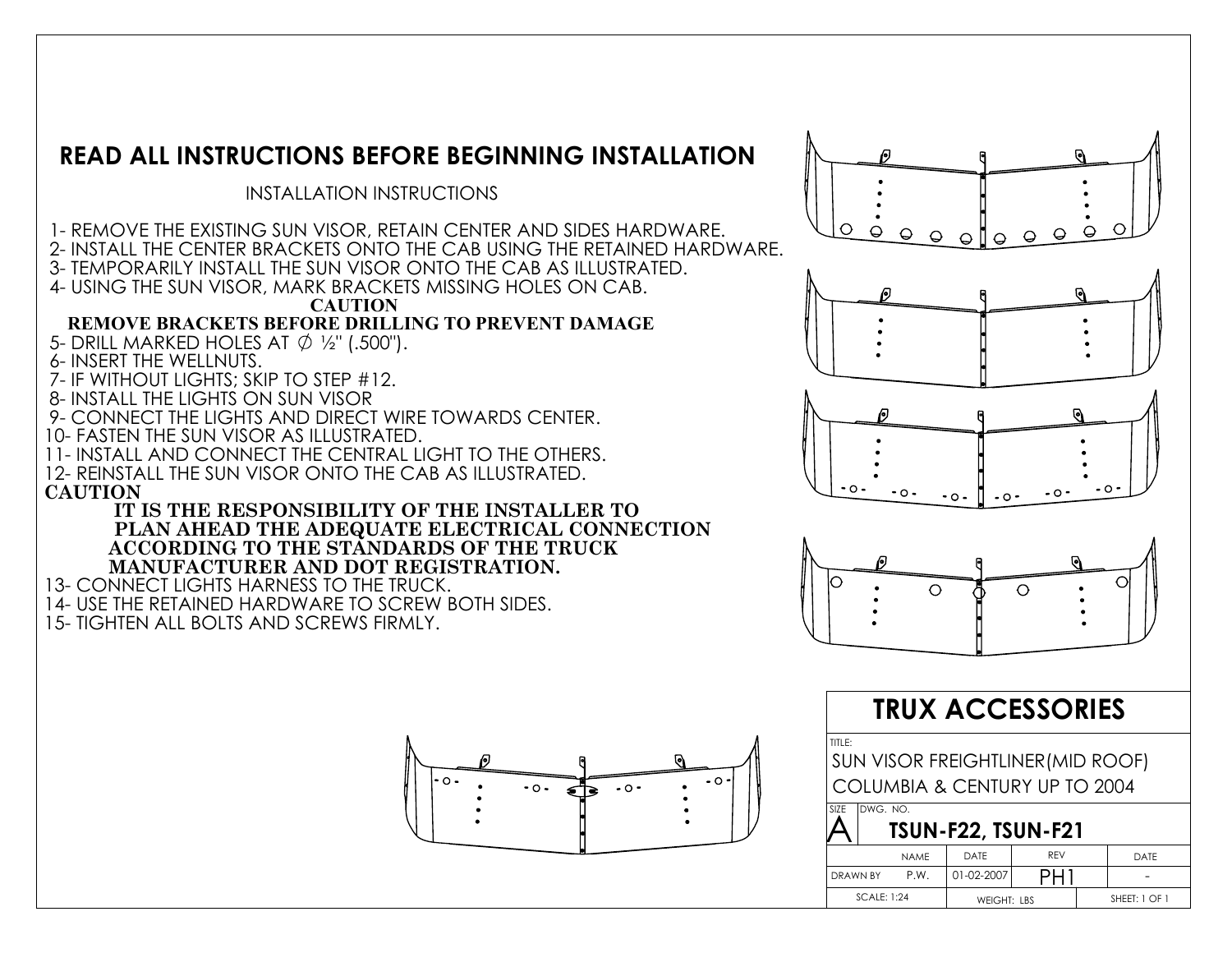# READ ALL INSTRUCTIONS BEFORE BEGINNING INSTALLATION

INSTALLATION INSTRUCTIONS

1- REMOVE THE EXISTING SUN VISOR, RETAIN CENTER AND SIDES HARDWARE.
2- INSTALL THE CENTER BRACKETS ONTO THE CAB USING THE RETAINED HARDWARE.
3- TEMPORARILY INSTALL THE SUN VISOR ONTO THE CAB AS ILLUSTRATED.
4- USING THE SUN VISOR, MARK BRACKETS MISSING HOLES ON CAB.

**CAUTION**
**REMOVE BRACKETS BEFORE DRILLING TO PREVENT DAMAGE**

5- DRILL MARKED HOLES AT Ø ½" (.500").
6- INSERT THE WELLNUTS.
7- IF WITHOUT LIGHTS; SKIP TO STEP #12.
8- INSTALL THE LIGHTS ON SUN VISOR
9- CONNECT THE LIGHTS AND DIRECT WIRE TOWARDS CENTER.
10- FASTEN THE SUN VISOR AS ILLUSTRATED.
11- INSTALL AND CONNECT THE CENTRAL LIGHT TO THE OTHERS.
12- REINSTALL THE SUN VISOR ONTO THE CAB AS ILLUSTRATED.

**CAUTION**
**IT IS THE RESPONSIBILITY OF THE INSTALLER TO PLAN AHEAD THE ADEQUATE ELECTRICAL CONNECTION ACCORDING TO THE STANDARDS OF THE TRUCK MANUFACTURER AND DOT REGISTRATION.**

13- CONNECT LIGHTS HARNESS TO THE TRUCK.
14- USE THE RETAINED HARDWARE TO SCREW BOTH SIDES.
15- TIGHTEN ALL BOLTS AND SCREWS FIRMLY.

## TRUX ACCESSORIES

| | | | |
|---|---|---|---|
| TITLE: SUN VISOR FREIGHTLINER(MID ROOF) COLUMBIA & CENTURY UP TO 2004 | | | |
| SIZE: A | DWG. NO. TSUN-F22, TSUN-F21 | | |
| NAME | DATE | REV | DATE |
| DRAWN BY P.W. | 01-02-2007 | PH1 | - |
| SCALE: 1:24 | WEIGHT: LBS | | SHEET: 1 OF 1 |